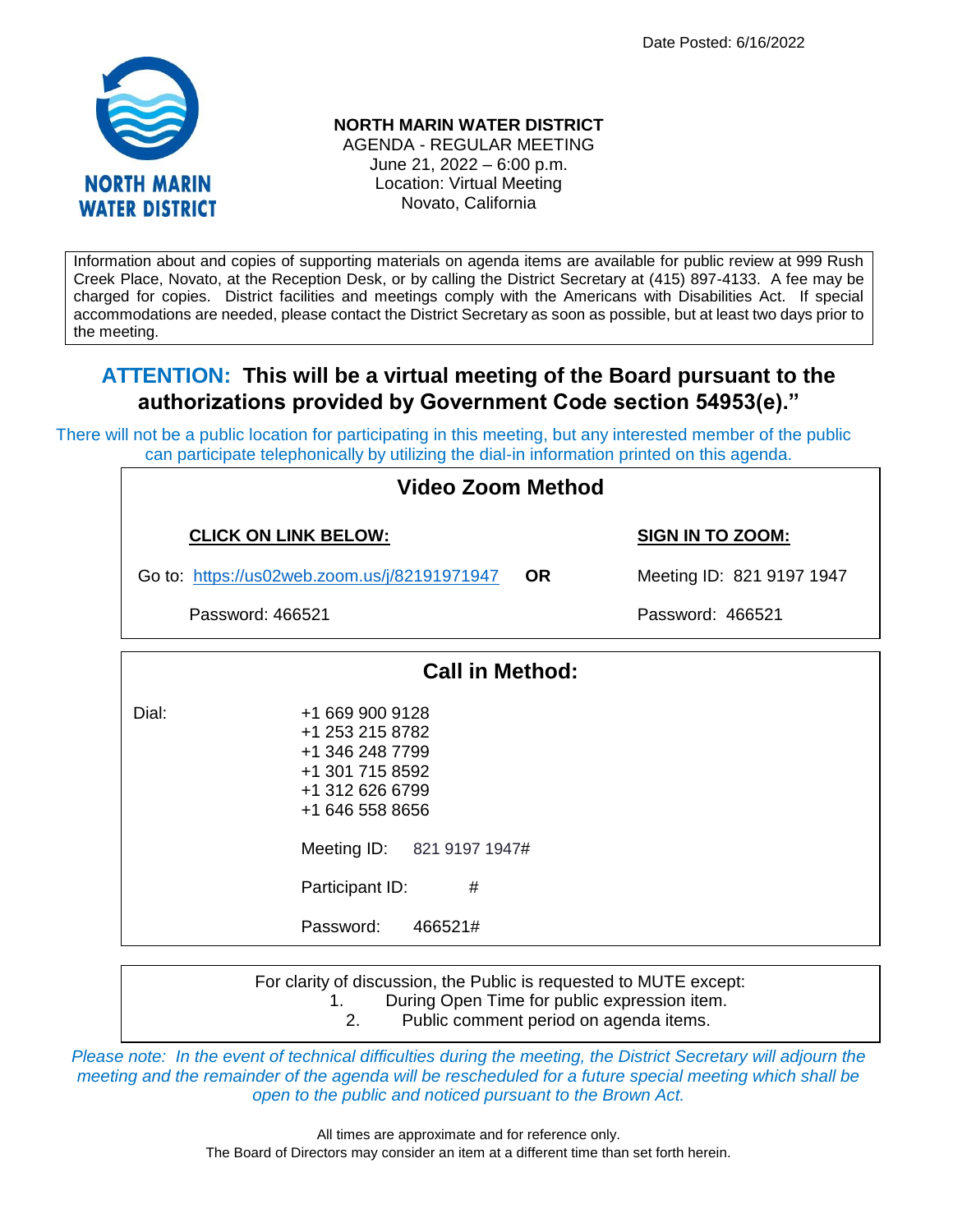Date Posted: 6/16/2022

**NORTH MARIN WATER DISTRICT**
AGENDA - REGULAR MEETING
June 21, 2022 – 6:00 p.m.
Location: Virtual Meeting
Novato, California

Information about and copies of supporting materials on agenda items are available for public review at 999 Rush Creek Place, Novato, at the Reception Desk, or by calling the District Secretary at (415) 897-4133. A fee may be charged for copies. District facilities and meetings comply with the Americans with Disabilities Act. If special accommodations are needed, please contact the District Secretary as soon as possible, but at least two days prior to the meeting.

## ATTENTION: This will be a virtual meeting of the Board pursuant to the authorizations provided by Government Code section 54953(e)."

There will not be a public location for participating in this meeting, but any interested member of the public can participate telephonically by utilizing the dial-in information printed on this agenda.

### Video Zoom Method

| CLICK ON LINK BELOW: | | SIGN IN TO ZOOM: |
|---|---|---|
| Go to: https://us02web.zoom.us/j/82191971947 | **OR** | Meeting ID: 821 9197 1947 |
| Password: 466521 | | Password: 466521 |

### Call in Method:

Dial:
+1 669 900 9128
+1 253 215 8782
+1 346 248 7799
+1 301 715 8592
+1 312 626 6799
+1 646 558 8656

Meeting ID: 821 9197 1947#

Participant ID: #

Password: 466521#

For clarity of discussion, the Public is requested to MUTE except:
1. During Open Time for public expression item.
2. Public comment period on agenda items.

*Please note: In the event of technical difficulties during the meeting, the District Secretary will adjourn the meeting and the remainder of the agenda will be rescheduled for a future special meeting which shall be open to the public and noticed pursuant to the Brown Act.*

All times are approximate and for reference only.
The Board of Directors may consider an item at a different time than set forth herein.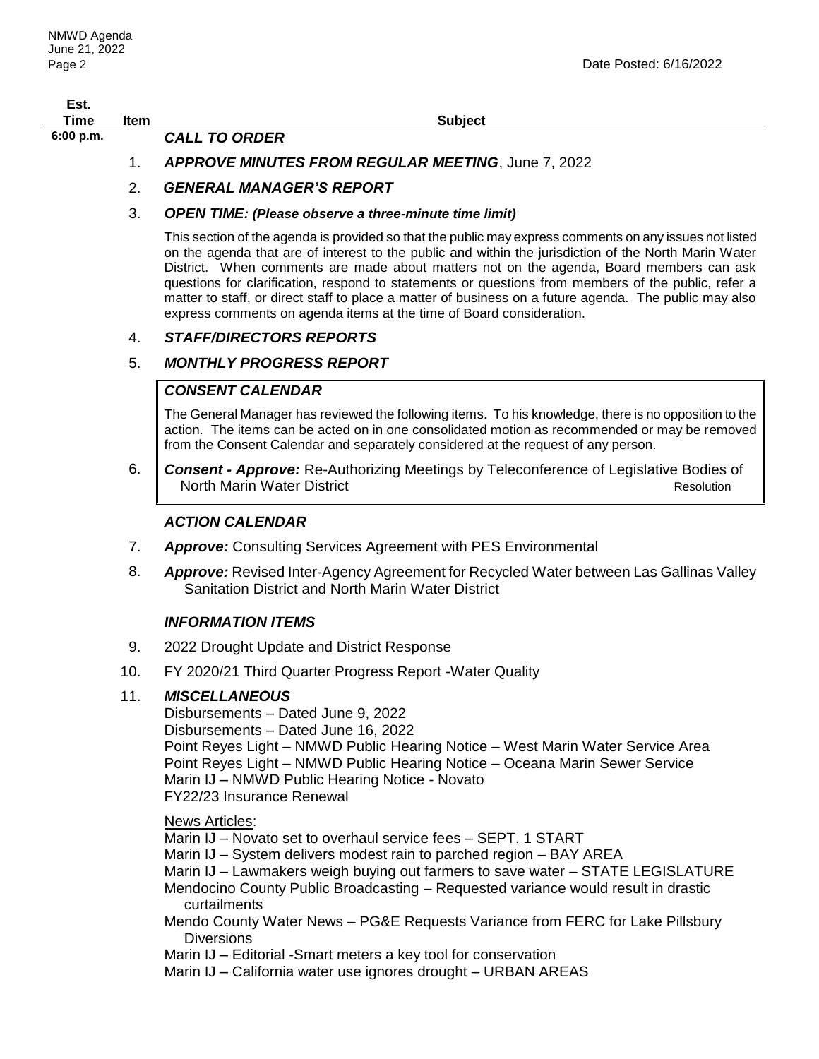Date Posted: 6/16/2022

| Est. Time | Item | Subject |
|---|---|---|
| 6:00 p.m. | | ***CALL TO ORDER*** |
| | 1. | ***APPROVE MINUTES FROM REGULAR MEETING***, June 7, 2022 |
| | 2. | ***GENERAL MANAGER'S REPORT*** |
| | 3. | ***OPEN TIME: (Please observe a three-minute time limit)*** |

This section of the agenda is provided so that the public may express comments on any issues not listed on the agenda that are of interest to the public and within the jurisdiction of the North Marin Water District. When comments are made about matters not on the agenda, Board members can ask questions for clarification, respond to statements or questions from members of the public, refer a matter to staff, or direct staff to place a matter of business on a future agenda. The public may also express comments on agenda items at the time of Board consideration.

4. ***STAFF/DIRECTORS REPORTS***
5. ***MONTHLY PROGRESS REPORT***

***CONSENT CALENDAR***

The General Manager has reviewed the following items. To his knowledge, there is no opposition to the action. The items can be acted on in one consolidated motion as recommended or may be removed from the Consent Calendar and separately considered at the request of any person.

6. ***Consent - Approve:*** Re-Authorizing Meetings by Teleconference of Legislative Bodies of North Marin Water District — Resolution

***ACTION CALENDAR***

7. ***Approve:*** Consulting Services Agreement with PES Environmental
8. ***Approve:*** Revised Inter-Agency Agreement for Recycled Water between Las Gallinas Valley Sanitation District and North Marin Water District

***INFORMATION ITEMS***

9. 2022 Drought Update and District Response
10. FY 2020/21 Third Quarter Progress Report -Water Quality
11. ***MISCELLANEOUS***

Disbursements – Dated June 9, 2022
Disbursements – Dated June 16, 2022
Point Reyes Light – NMWD Public Hearing Notice – West Marin Water Service Area
Point Reyes Light – NMWD Public Hearing Notice – Oceana Marin Sewer Service
Marin IJ – NMWD Public Hearing Notice - Novato
FY22/23 Insurance Renewal

News Articles:

Marin IJ – Novato set to overhaul service fees – SEPT. 1 START
Marin IJ – System delivers modest rain to parched region – BAY AREA
Marin IJ – Lawmakers weigh buying out farmers to save water – STATE LEGISLATURE
Mendocino County Public Broadcasting – Requested variance would result in drastic curtailments
Mendo County Water News – PG&E Requests Variance from FERC for Lake Pillsbury Diversions
Marin IJ – Editorial -Smart meters a key tool for conservation
Marin IJ – California water use ignores drought – URBAN AREAS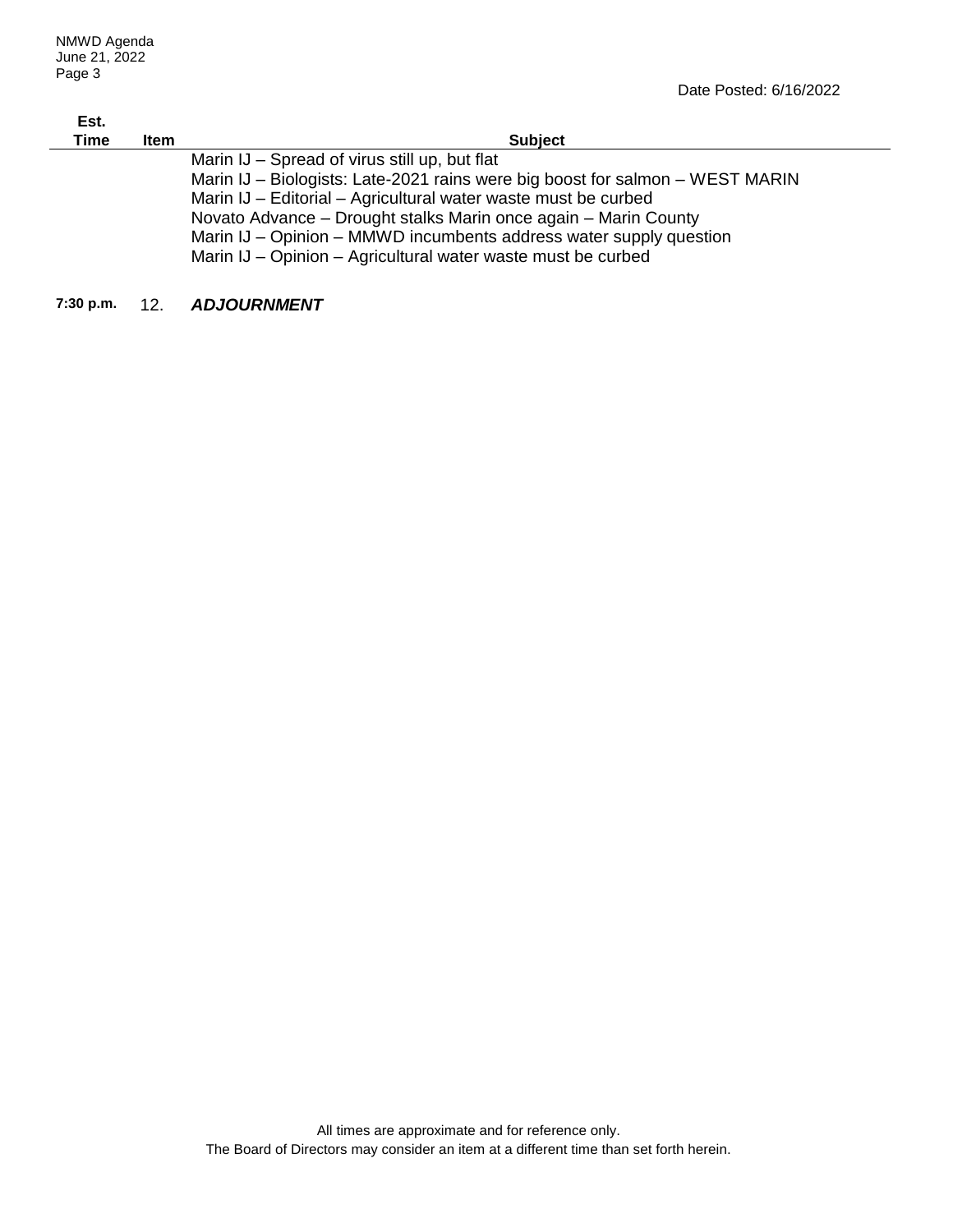Date Posted: 6/16/2022

| Est. Time | Item | Subject |
|---|---|---|
| | | Marin IJ – Spread of virus still up, but flat |
| | | Marin IJ – Biologists: Late-2021 rains were big boost for salmon – WEST MARIN |
| | | Marin IJ – Editorial – Agricultural water waste must be curbed |
| | | Novato Advance – Drought stalks Marin once again – Marin County |
| | | Marin IJ – Opinion – MMWD incumbents address water supply question |
| | | Marin IJ – Opinion – Agricultural water waste must be curbed |
| 7:30 p.m. | 12. | ***ADJOURNMENT*** |

All times are approximate and for reference only.
The Board of Directors may consider an item at a different time than set forth herein.